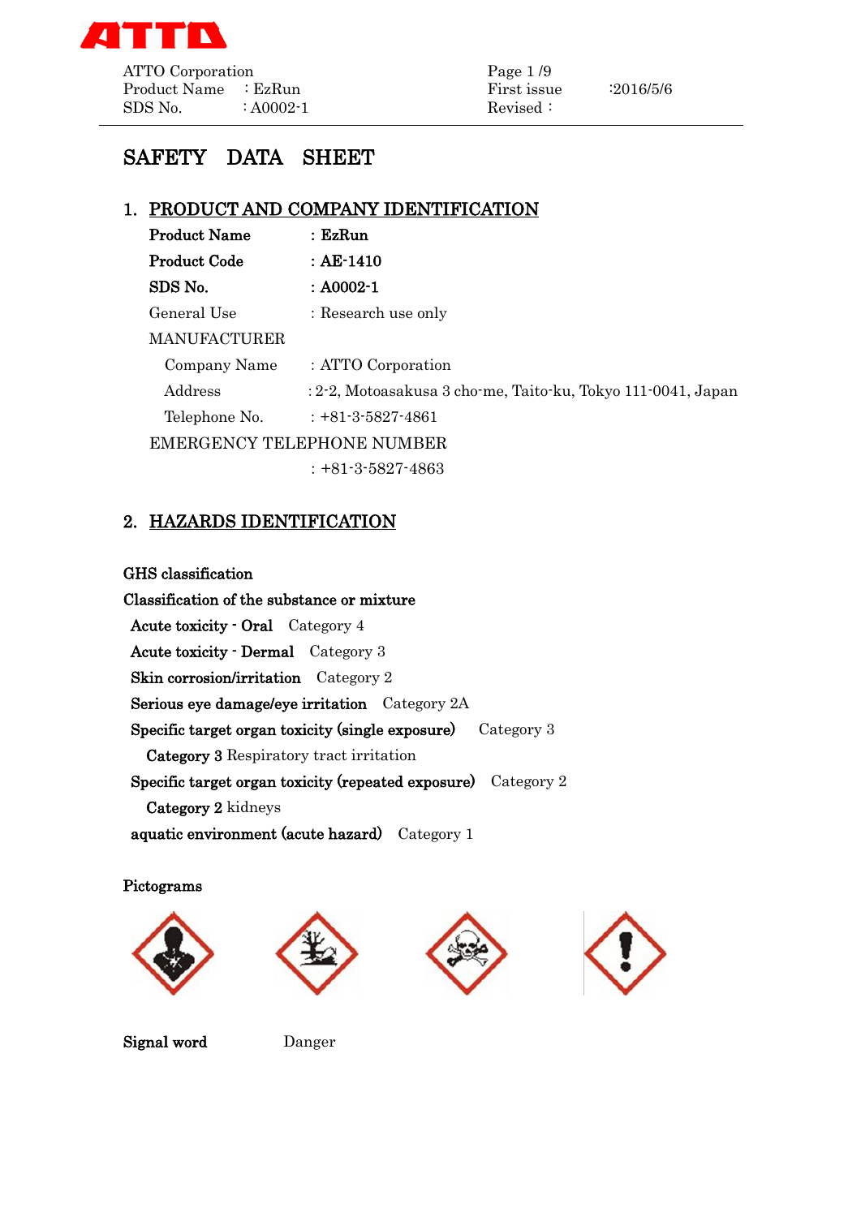# SAFETY DATA SHEET

## 1. PRODUCT AND COMPANY IDENTIFICATION

**Product Name** : **EzRun**

**Product Code** : **AE-1410**

**SDS No.** : **A0002-1**

General Use : Research use only

MANUFACTURER

Company Name : ATTO Corporation

Address : 2-2, Motoasakusa 3 cho-me, Taito-ku, Tokyo 111-0041, Japan

Telephone No. : +81-3-5827-4861

EMERGENCY TELEPHONE NUMBER

: +81-3-5827-4863

## 2. HAZARDS IDENTIFICATION

**GHS classification**

**Classification of the substance or mixture**

**Acute toxicity - Oral** Category 4

**Acute toxicity - Dermal** Category 3

**Skin corrosion/irritation** Category 2

**Serious eye damage/eye irritation** Category 2A

**Specific target organ toxicity (single exposure)** Category 3

**Category 3** Respiratory tract irritation

**Specific target organ toxicity (repeated exposure)** Category 2

**Category 2** kidneys

**aquatic environment (acute hazard)** Category 1

**Pictograms**

**Signal word** Danger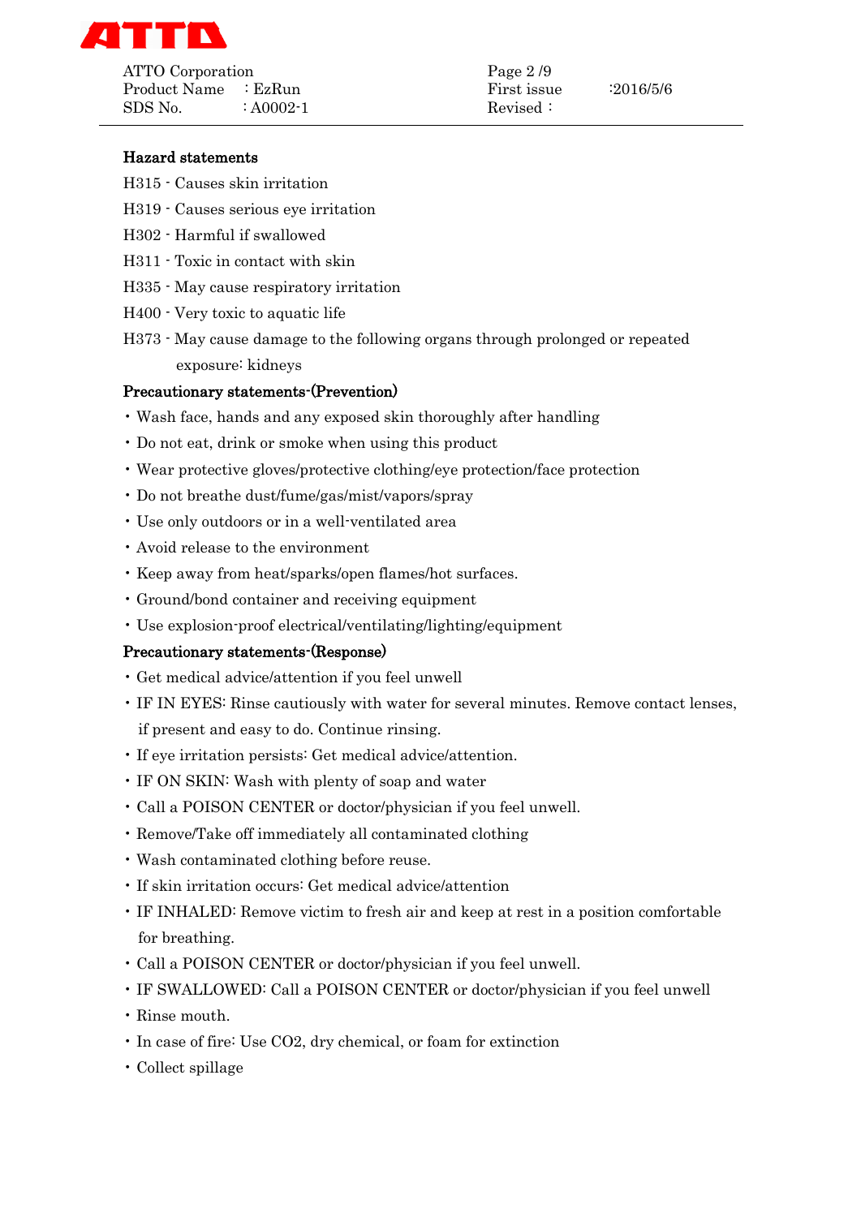**Hazard statements**

H315 - Causes skin irritation

H319 - Causes serious eye irritation

H302 - Harmful if swallowed

H311 - Toxic in contact with skin

H335 - May cause respiratory irritation

H400 - Very toxic to aquatic life

H373 - May cause damage to the following organs through prolonged or repeated exposure: kidneys

**Precautionary statements-(Prevention)**

- Wash face, hands and any exposed skin thoroughly after handling
- Do not eat, drink or smoke when using this product
- Wear protective gloves/protective clothing/eye protection/face protection
- Do not breathe dust/fume/gas/mist/vapors/spray
- Use only outdoors or in a well-ventilated area
- Avoid release to the environment
- Keep away from heat/sparks/open flames/hot surfaces.
- Ground/bond container and receiving equipment
- Use explosion-proof electrical/ventilating/lighting/equipment

**Precautionary statements-(Response)**

- Get medical advice/attention if you feel unwell
- IF IN EYES: Rinse cautiously with water for several minutes. Remove contact lenses, if present and easy to do. Continue rinsing.
- If eye irritation persists: Get medical advice/attention.
- IF ON SKIN: Wash with plenty of soap and water
- Call a POISON CENTER or doctor/physician if you feel unwell.
- Remove/Take off immediately all contaminated clothing
- Wash contaminated clothing before reuse.
- If skin irritation occurs: Get medical advice/attention
- IF INHALED: Remove victim to fresh air and keep at rest in a position comfortable for breathing.
- Call a POISON CENTER or doctor/physician if you feel unwell.
- IF SWALLOWED: Call a POISON CENTER or doctor/physician if you feel unwell
- Rinse mouth.
- In case of fire: Use $CO_2$, dry chemical, or foam for extinction
- Collect spillage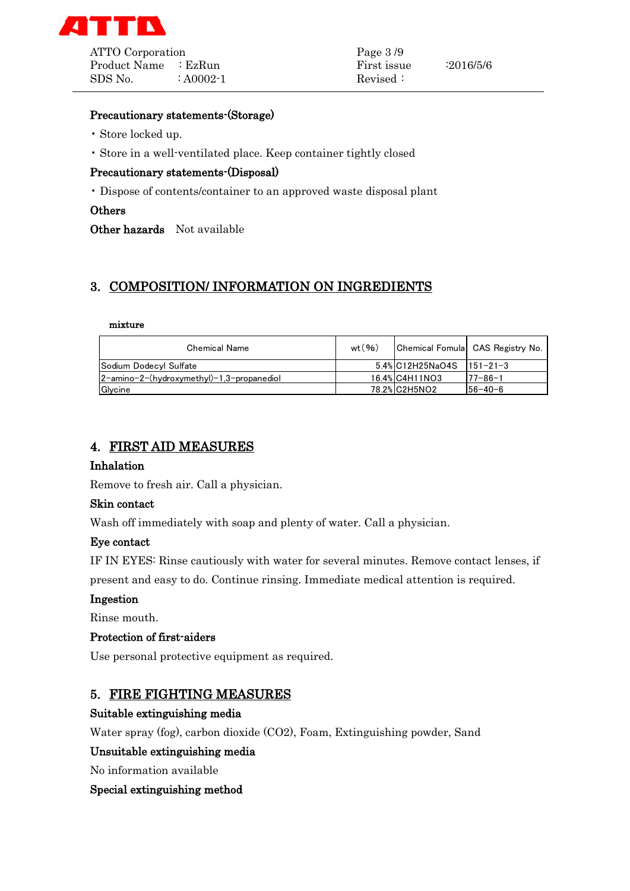**Precautionary statements-(Storage)**

- Store locked up.
- Store in a well-ventilated place. Keep container tightly closed

**Precautionary statements-(Disposal)**

- Dispose of contents/container to an approved waste disposal plant

**Others**

**Other hazards** Not available

## 3. COMPOSITION/ INFORMATION ON INGREDIENTS

mixture

| Chemical Name | wt(%) | Chemical Fomula | CAS Registry No. |
|---|---|---|---|
| Sodium Dodecyl Sulfate | 5.4% | $C_{12}H_{25}NaO_4S$ | 151−21−3 |
| 2−amino−2−(hydroxymethyl)−1,3−propanediol | 16.4% | $C_4H_{11}NO_3$ | 77−86−1 |
| Glycine | 78.2% | $C_2H_5NO_2$ | 56−40−6 |

## 4. FIRST AID MEASURES

**Inhalation**

Remove to fresh air. Call a physician.

**Skin contact**

Wash off immediately with soap and plenty of water. Call a physician.

**Eye contact**

IF IN EYES: Rinse cautiously with water for several minutes. Remove contact lenses, if present and easy to do. Continue rinsing. Immediate medical attention is required.

**Ingestion**

Rinse mouth.

**Protection of first-aiders**

Use personal protective equipment as required.

## 5. FIRE FIGHTING MEASURES

**Suitable extinguishing media**

Water spray (fog), carbon dioxide ($CO_2$), Foam, Extinguishing powder, Sand

**Unsuitable extinguishing media**

No information available

**Special extinguishing method**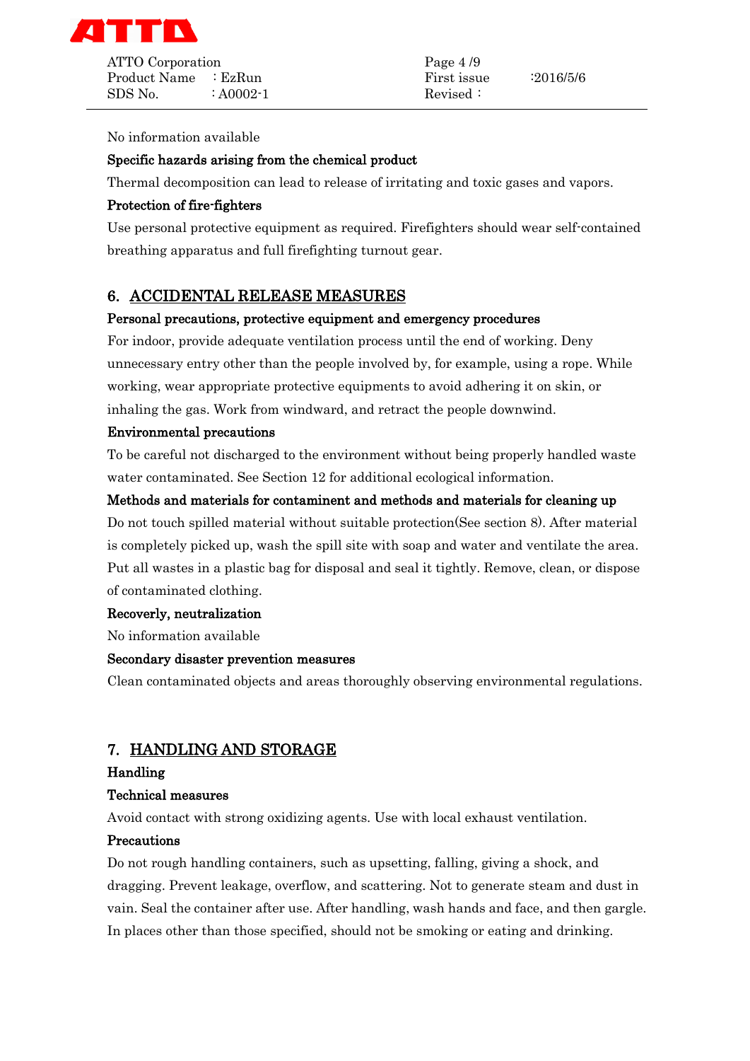No information available

**Specific hazards arising from the chemical product**

Thermal decomposition can lead to release of irritating and toxic gases and vapors.

**Protection of fire-fighters**

Use personal protective equipment as required. Firefighters should wear self-contained breathing apparatus and full firefighting turnout gear.

## 6. ACCIDENTAL RELEASE MEASURES

**Personal precautions, protective equipment and emergency procedures**

For indoor, provide adequate ventilation process until the end of working. Deny unnecessary entry other than the people involved by, for example, using a rope. While working, wear appropriate protective equipments to avoid adhering it on skin, or inhaling the gas. Work from windward, and retract the people downwind.

**Environmental precautions**

To be careful not discharged to the environment without being properly handled waste water contaminated. See Section 12 for additional ecological information.

**Methods and materials for contaminent and methods and materials for cleaning up**

Do not touch spilled material without suitable protection(See section 8). After material is completely picked up, wash the spill site with soap and water and ventilate the area. Put all wastes in a plastic bag for disposal and seal it tightly. Remove, clean, or dispose of contaminated clothing.

**Recoverly, neutralization**

No information available

**Secondary disaster prevention measures**

Clean contaminated objects and areas thoroughly observing environmental regulations.

## 7. HANDLING AND STORAGE

**Handling**

**Technical measures**

Avoid contact with strong oxidizing agents. Use with local exhaust ventilation.

**Precautions**

Do not rough handling containers, such as upsetting, falling, giving a shock, and dragging. Prevent leakage, overflow, and scattering. Not to generate steam and dust in vain. Seal the container after use. After handling, wash hands and face, and then gargle. In places other than those specified, should not be smoking or eating and drinking.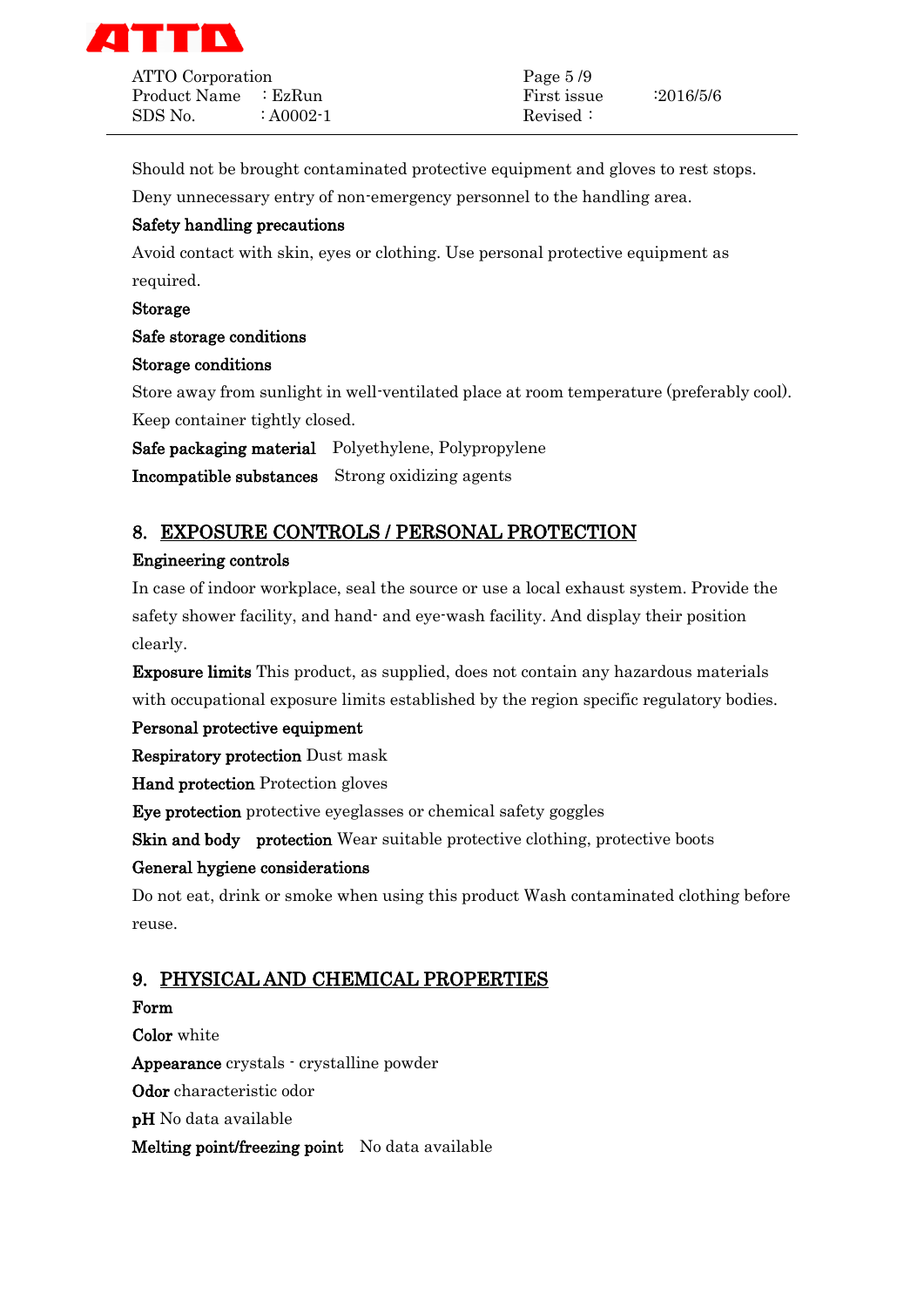Should not be brought contaminated protective equipment and gloves to rest stops.

Deny unnecessary entry of non-emergency personnel to the handling area.

**Safety handling precautions**

Avoid contact with skin, eyes or clothing. Use personal protective equipment as required.

**Storage**

**Safe storage conditions**

**Storage conditions**

Store away from sunlight in well-ventilated place at room temperature (preferably cool). Keep container tightly closed.

**Safe packaging material** Polyethylene, Polypropylene

**Incompatible substances** Strong oxidizing agents

## 8. EXPOSURE CONTROLS / PERSONAL PROTECTION

**Engineering controls**

In case of indoor workplace, seal the source or use a local exhaust system. Provide the safety shower facility, and hand- and eye-wash facility. And display their position clearly.

**Exposure limits** This product, as supplied, does not contain any hazardous materials with occupational exposure limits established by the region specific regulatory bodies.

**Personal protective equipment**

**Respiratory protection** Dust mask

**Hand protection** Protection gloves

**Eye protection** protective eyeglasses or chemical safety goggles

**Skin and body protection** Wear suitable protective clothing, protective boots

**General hygiene considerations**

Do not eat, drink or smoke when using this product Wash contaminated clothing before reuse.

## 9. PHYSICAL AND CHEMICAL PROPERTIES

**Form**

**Color** white

**Appearance** crystals - crystalline powder

**Odor** characteristic odor

**pH** No data available

**Melting point/freezing point** No data available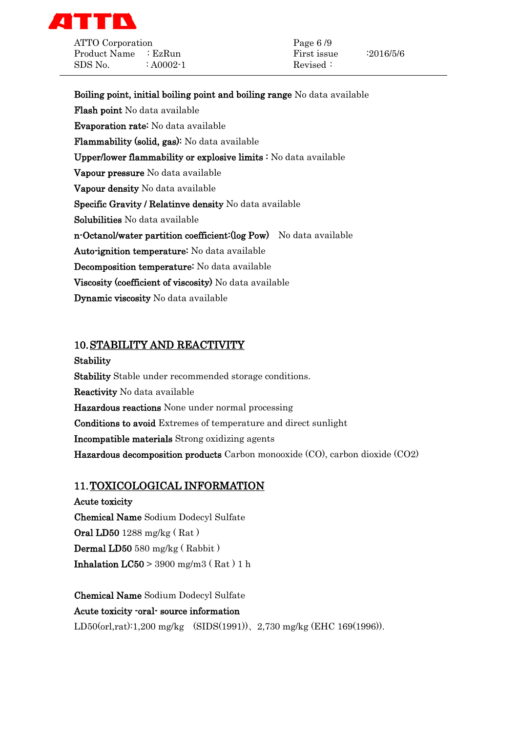**Boiling point, initial boiling point and boiling range** No data available

**Flash point** No data available

**Evaporation rate:** No data available

**Flammability (solid, gas):** No data available

**Upper/lower flammability or explosive limits :** No data available

**Vapour pressure** No data available

**Vapour density** No data available

**Specific Gravity / Relatinve density** No data available

**Solubilities** No data available

**n-Octanol/water partition coefficient:(log Pow)** No data available

**Auto-ignition temperature:** No data available

**Decomposition temperature:** No data available

**Viscosity (coefficient of viscosity)** No data available

**Dynamic viscosity** No data available

## 10. STABILITY AND REACTIVITY

**Stability**

**Stability** Stable under recommended storage conditions.

**Reactivity** No data available

**Hazardous reactions** None under normal processing

**Conditions to avoid** Extremes of temperature and direct sunlight

**Incompatible materials** Strong oxidizing agents

**Hazardous decomposition products** Carbon monooxide (CO), carbon dioxide ($CO_2$)

## 11. TOXICOLOGICAL INFORMATION

**Acute toxicity**

**Chemical Name** Sodium Dodecyl Sulfate

**Oral LD50** 1288 mg/kg ( Rat )

**Dermal LD50** 580 mg/kg ( Rabbit )

**Inhalation LC50** > 3900 mg/m3 ( Rat ) 1 h

**Chemical Name** Sodium Dodecyl Sulfate

**Acute toxicity -oral- source information**

LD50(orl,rat):1,200 mg/kg (SIDS(1991))、2,730 mg/kg (EHC 169(1996)).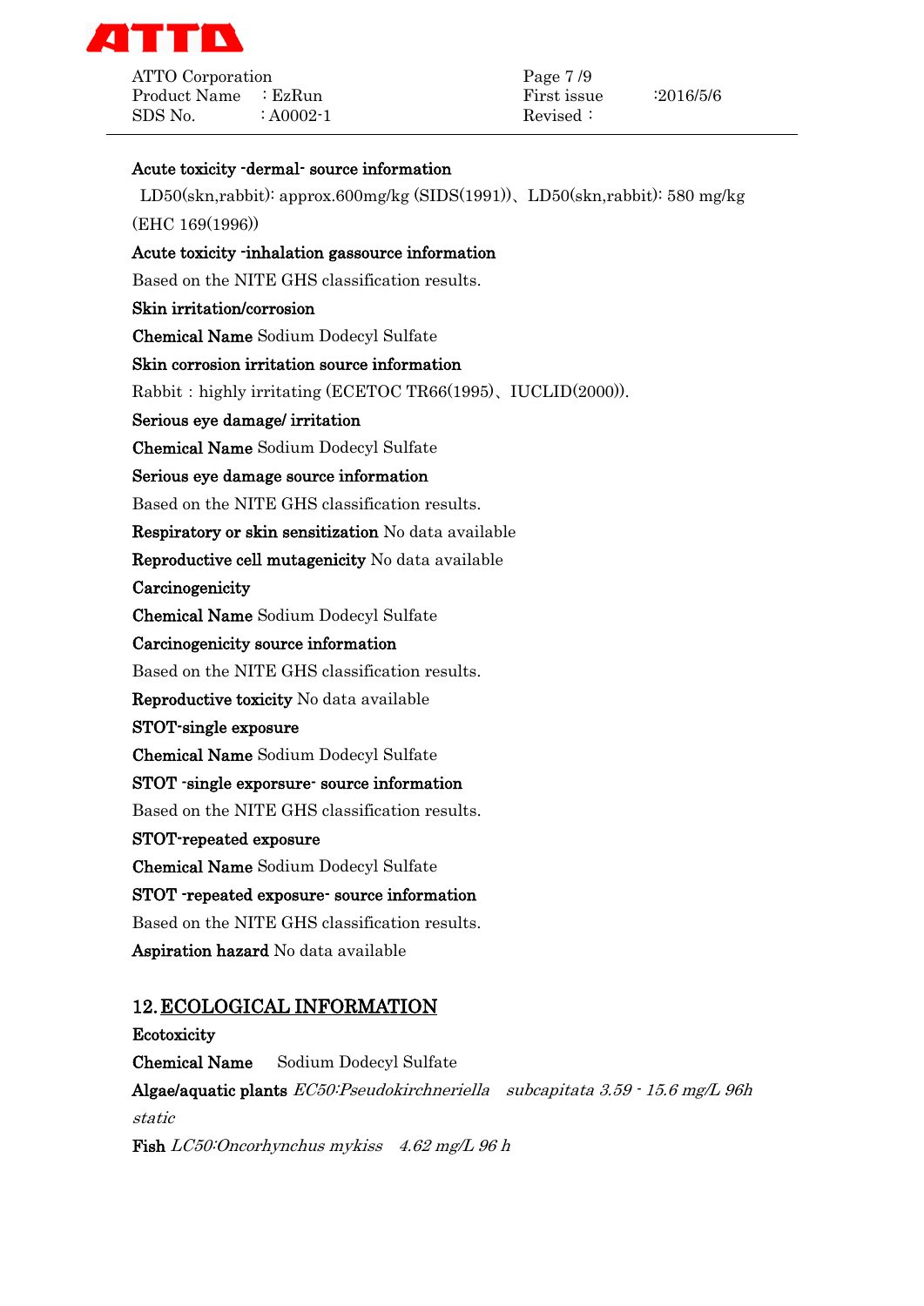**Acute toxicity -dermal- source information**

LD50(skn,rabbit): approx.600mg/kg (SIDS(1991))、LD50(skn,rabbit): 580 mg/kg (EHC 169(1996))

**Acute toxicity -inhalation gassource information**

Based on the NITE GHS classification results.

**Skin irritation/corrosion**

**Chemical Name** Sodium Dodecyl Sulfate

**Skin corrosion irritation source information**

Rabbit : highly irritating (ECETOC TR66(1995)、IUCLID(2000)).

**Serious eye damage/ irritation**

**Chemical Name** Sodium Dodecyl Sulfate

**Serious eye damage source information**

Based on the NITE GHS classification results.

**Respiratory or skin sensitization** No data available

**Reproductive cell mutagenicity** No data available

**Carcinogenicity**

**Chemical Name** Sodium Dodecyl Sulfate

**Carcinogenicity source information**

Based on the NITE GHS classification results.

**Reproductive toxicity** No data available

**STOT-single exposure**

**Chemical Name** Sodium Dodecyl Sulfate

**STOT -single exporsure- source information**

Based on the NITE GHS classification results.

**STOT-repeated exposure**

**Chemical Name** Sodium Dodecyl Sulfate

**STOT -repeated exposure- source information**

Based on the NITE GHS classification results.

**Aspiration hazard** No data available

## 12. ECOLOGICAL INFORMATION

**Ecotoxicity**

**Chemical Name** Sodium Dodecyl Sulfate

**Algae/aquatic plants** *EC50:Pseudokirchneriella subcapitata 3.59 - 15.6 mg/L 96h static*

**Fish** *LC50:Oncorhynchus mykiss 4.62 mg/L 96 h*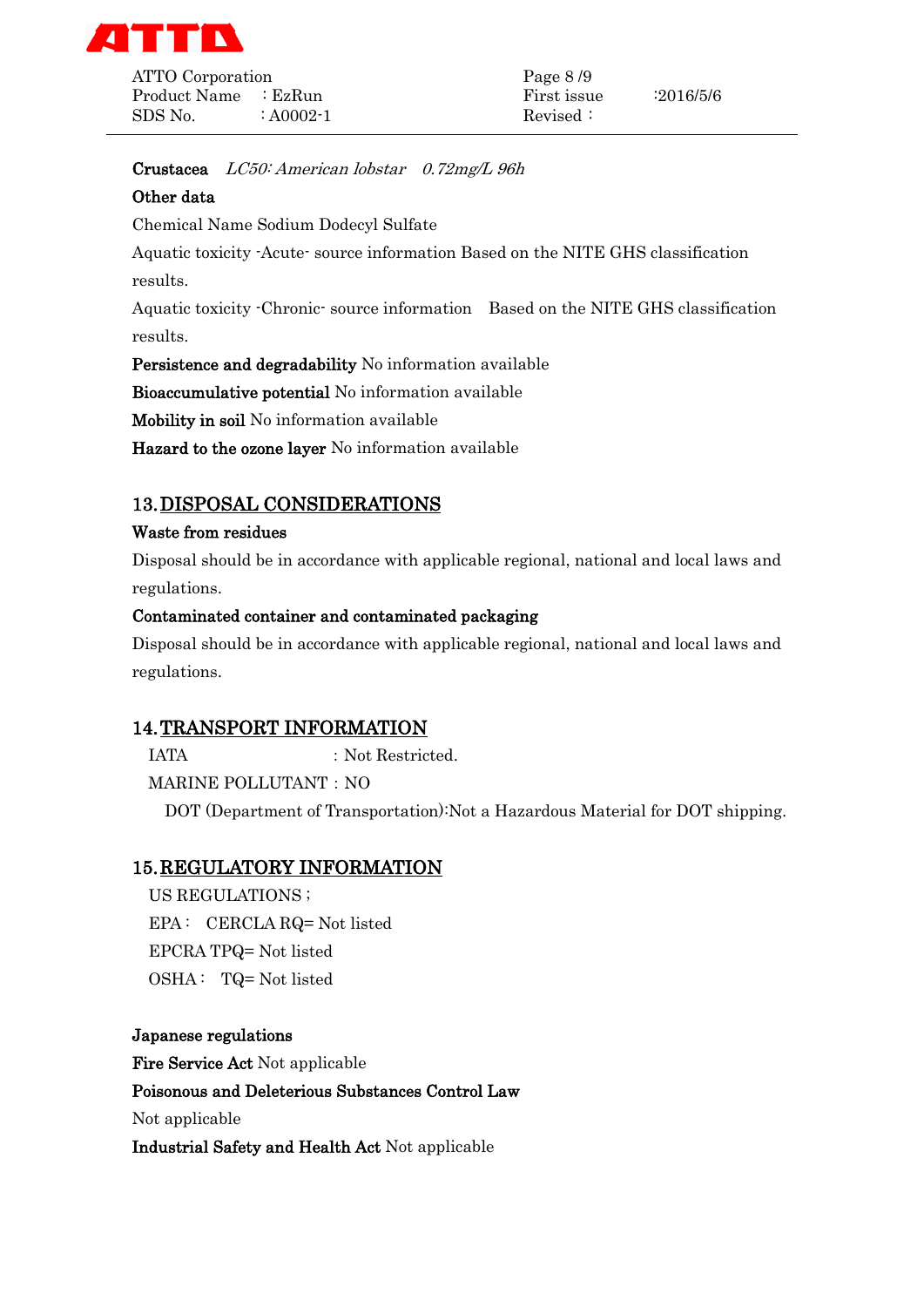**Crustacea** *LC50: American lobstar 0.72mg/L 96h*

**Other data**

Chemical Name Sodium Dodecyl Sulfate

Aquatic toxicity -Acute- source information Based on the NITE GHS classification results.

Aquatic toxicity -Chronic- source information Based on the NITE GHS classification results.

**Persistence and degradability** No information available

**Bioaccumulative potential** No information available

**Mobility in soil** No information available

**Hazard to the ozone layer** No information available

## 13. DISPOSAL CONSIDERATIONS

**Waste from residues**

Disposal should be in accordance with applicable regional, national and local laws and regulations.

**Contaminated container and contaminated packaging**

Disposal should be in accordance with applicable regional, national and local laws and regulations.

## 14. TRANSPORT INFORMATION

IATA : Not Restricted.

MARINE POLLUTANT : NO

DOT (Department of Transportation):Not a Hazardous Material for DOT shipping.

## 15. REGULATORY INFORMATION

US REGULATIONS ;

EPA : CERCLA RQ= Not listed

EPCRA TPQ= Not listed

OSHA : TQ= Not listed

**Japanese regulations**

**Fire Service Act** Not applicable

**Poisonous and Deleterious Substances Control Law**

Not applicable

**Industrial Safety and Health Act** Not applicable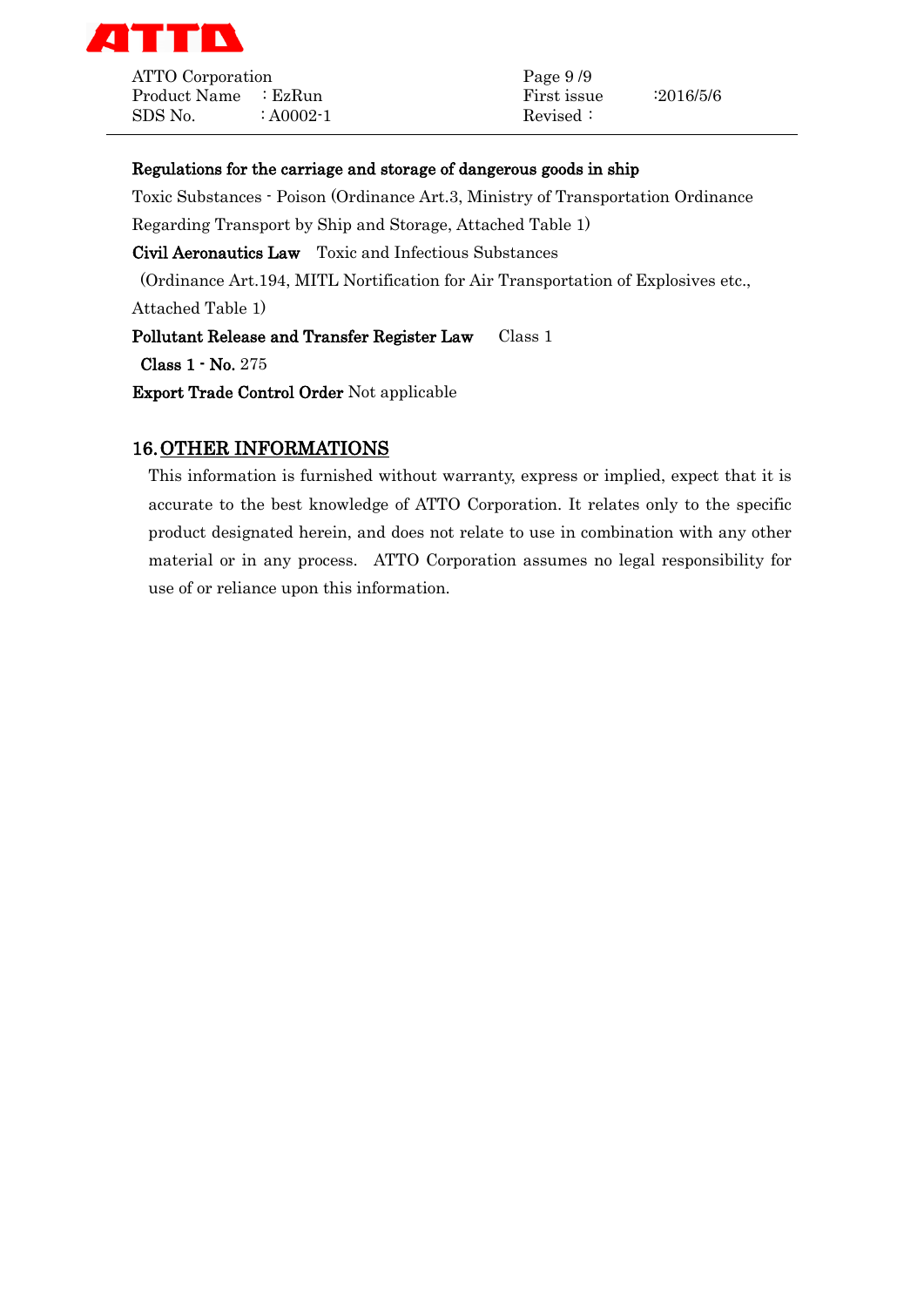**Regulations for the carriage and storage of dangerous goods in ship**

Toxic Substances - Poison (Ordinance Art.3, Ministry of Transportation Ordinance Regarding Transport by Ship and Storage, Attached Table 1)

**Civil Aeronautics Law** Toxic and Infectious Substances

(Ordinance Art.194, MITL Nortification for Air Transportation of Explosives etc., Attached Table 1)

**Pollutant Release and Transfer Register Law** Class 1

**Class 1 - No.** 275

**Export Trade Control Order** Not applicable

## 16. OTHER INFORMATIONS

This information is furnished without warranty, express or implied, expect that it is accurate to the best knowledge of ATTO Corporation. It relates only to the specific product designated herein, and does not relate to use in combination with any other material or in any process. ATTO Corporation assumes no legal responsibility for use of or reliance upon this information.